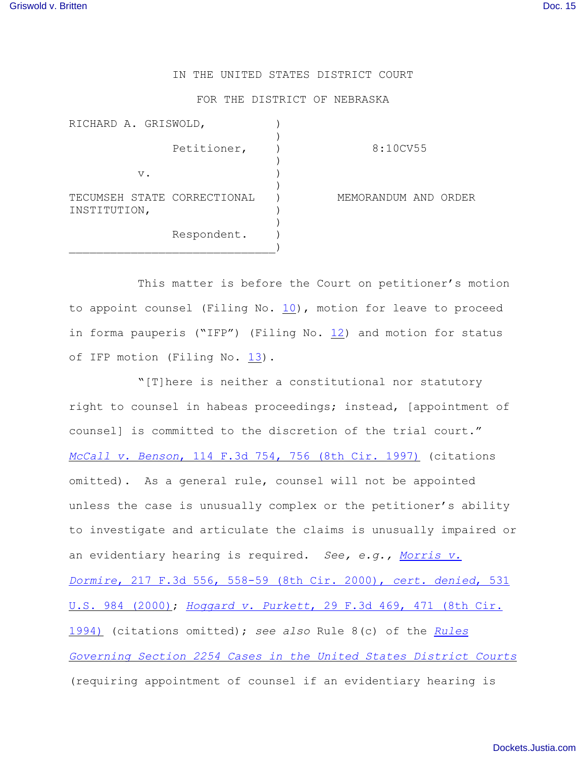IN THE UNITED STATES DISTRICT COURT

FOR THE DISTRICT OF NEBRASKA

| | | |
|---|---|---|
| RICHARD A. GRISWOLD, Petitioner, | ) | 8:10CV55 |
| v. | ) | |
| TECUMSEH STATE CORRECTIONAL INSTITUTION, Respondent. | ) | MEMORANDUM AND ORDER |

This matter is before the Court on petitioner's motion to appoint counsel (Filing No. 10), motion for leave to proceed in forma pauperis ("IFP") (Filing No. 12) and motion for status of IFP motion (Filing No. 13).

"[T]here is neither a constitutional nor statutory right to counsel in habeas proceedings; instead, [appointment of counsel] is committed to the discretion of the trial court." *McCall v. Benson*, 114 F.3d 754, 756 (8th Cir. 1997) (citations omitted). As a general rule, counsel will not be appointed unless the case is unusually complex or the petitioner's ability to investigate and articulate the claims is unusually impaired or an evidentiary hearing is required. *See, e.g.*, *Morris v. Dormire*, 217 F.3d 556, 558-59 (8th Cir. 2000), *cert. denied*, 531 U.S. 984 (2000); *Hoggard v. Purkett*, 29 F.3d 469, 471 (8th Cir. 1994) (citations omitted); *see also* Rule 8(c) of the *Rules Governing Section 2254 Cases in the United States District Courts* (requiring appointment of counsel if an evidentiary hearing is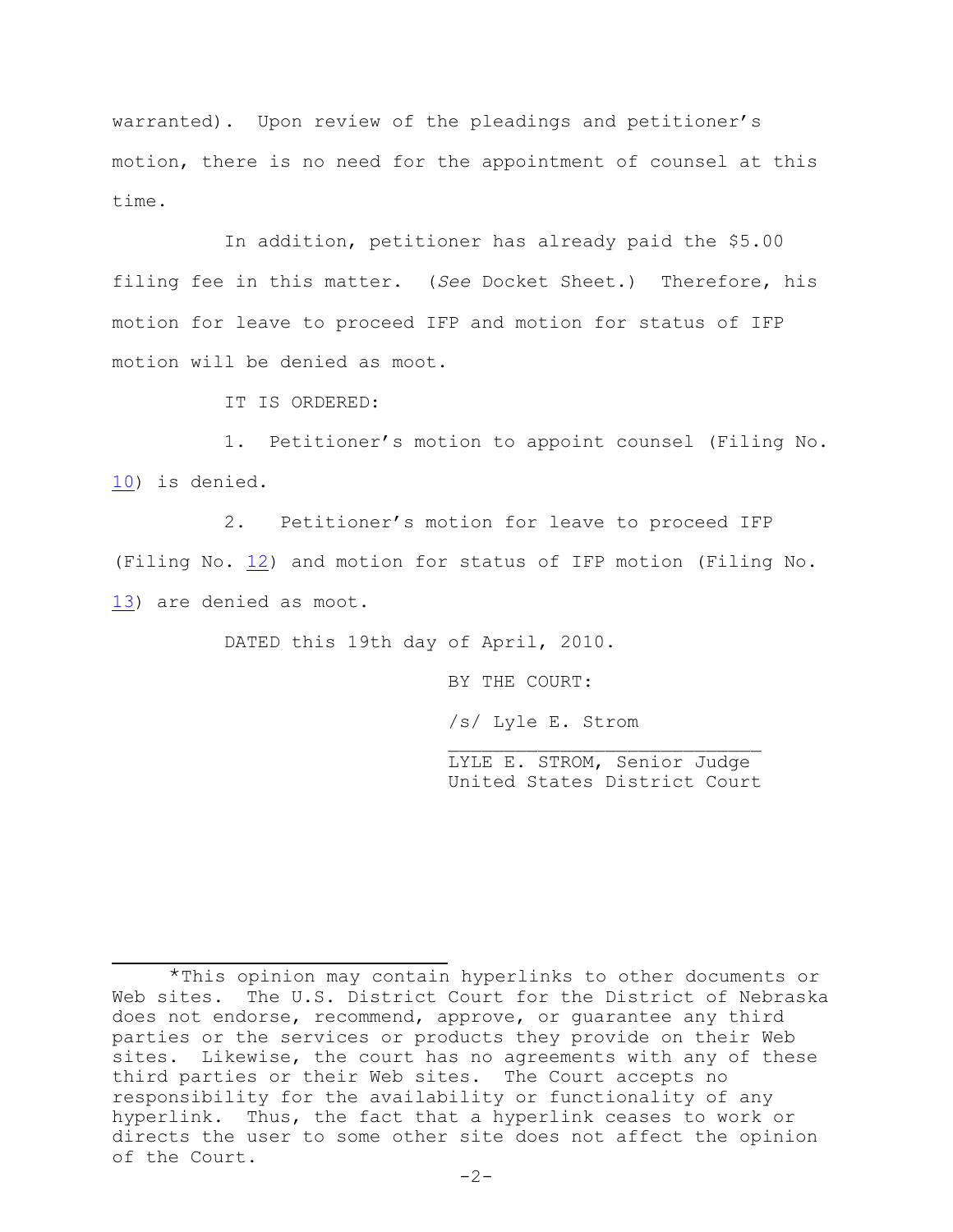warranted). Upon review of the pleadings and petitioner's motion, there is no need for the appointment of counsel at this time.

In addition, petitioner has already paid the $5.00 filing fee in this matter. (*See* Docket Sheet.) Therefore, his motion for leave to proceed IFP and motion for status of IFP motion will be denied as moot.

IT IS ORDERED:

1. Petitioner's motion to appoint counsel (Filing No. 10) is denied.

2. Petitioner's motion for leave to proceed IFP (Filing No. 12) and motion for status of IFP motion (Filing No. 13) are denied as moot.

DATED this 19th day of April, 2010.

BY THE COURT:

/s/ Lyle E. Strom

LYLE E. STROM, Senior Judge
United States District Court

---

*This opinion may contain hyperlinks to other documents or Web sites. The U.S. District Court for the District of Nebraska does not endorse, recommend, approve, or guarantee any third parties or the services or products they provide on their Web sites. Likewise, the court has no agreements with any of these third parties or their Web sites. The Court accepts no responsibility for the availability or functionality of any hyperlink. Thus, the fact that a hyperlink ceases to work or directs the user to some other site does not affect the opinion of the Court.